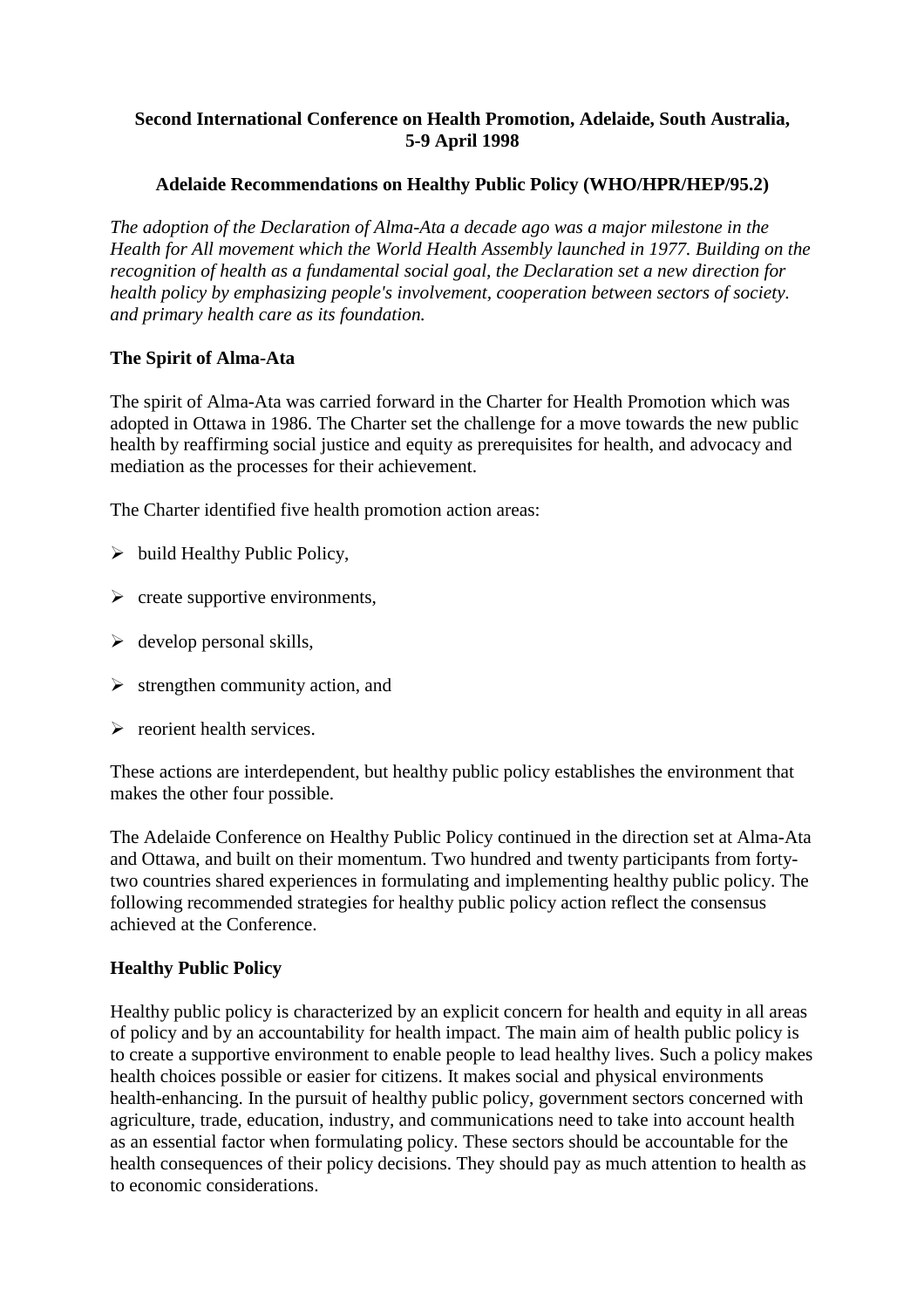**Second International Conference on Health Promotion, Adelaide, South Australia, 5-9 April 1998**

**Adelaide Recommendations on Healthy Public Policy (WHO/HPR/HEP/95.2)**

*The adoption of the Declaration of Alma-Ata a decade ago was a major milestone in the Health for All movement which the World Health Assembly launched in 1977. Building on the recognition of health as a fundamental social goal, the Declaration set a new direction for health policy by emphasizing people's involvement, cooperation between sectors of society. and primary health care as its foundation.*

## The Spirit of Alma-Ata

The spirit of Alma-Ata was carried forward in the Charter for Health Promotion which was adopted in Ottawa in 1986. The Charter set the challenge for a move towards the new public health by reaffirming social justice and equity as prerequisites for health, and advocacy and mediation as the processes for their achievement.

The Charter identified five health promotion action areas:

- build Healthy Public Policy,
- create supportive environments,
- develop personal skills,
- strengthen community action, and
- reorient health services.

These actions are interdependent, but healthy public policy establishes the environment that makes the other four possible.

The Adelaide Conference on Healthy Public Policy continued in the direction set at Alma-Ata and Ottawa, and built on their momentum. Two hundred and twenty participants from forty-two countries shared experiences in formulating and implementing healthy public policy. The following recommended strategies for healthy public policy action reflect the consensus achieved at the Conference.

## Healthy Public Policy

Healthy public policy is characterized by an explicit concern for health and equity in all areas of policy and by an accountability for health impact. The main aim of health public policy is to create a supportive environment to enable people to lead healthy lives. Such a policy makes health choices possible or easier for citizens. It makes social and physical environments health-enhancing. In the pursuit of healthy public policy, government sectors concerned with agriculture, trade, education, industry, and communications need to take into account health as an essential factor when formulating policy. These sectors should be accountable for the health consequences of their policy decisions. They should pay as much attention to health as to economic considerations.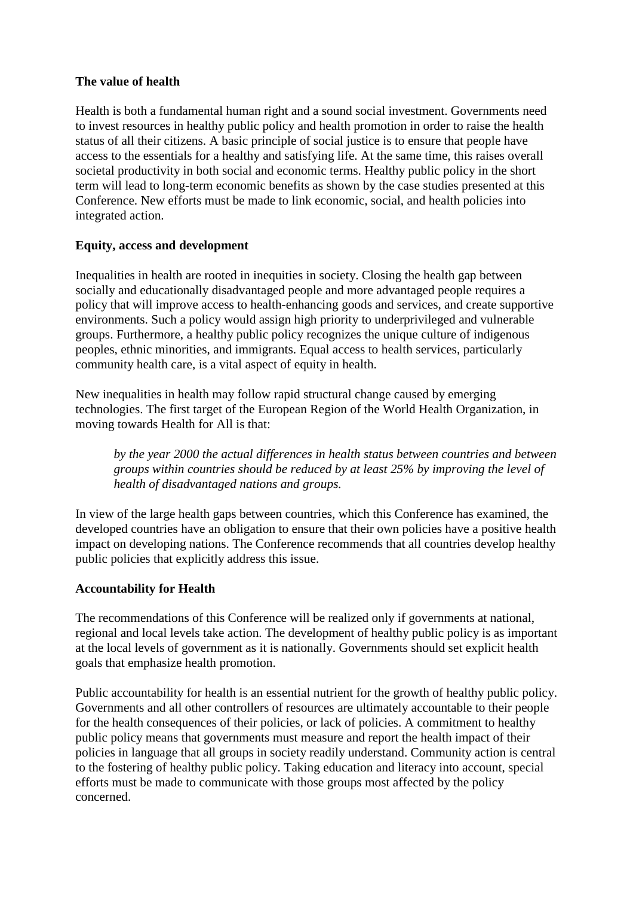**The value of health**

Health is both a fundamental human right and a sound social investment. Governments need to invest resources in healthy public policy and health promotion in order to raise the health status of all their citizens. A basic principle of social justice is to ensure that people have access to the essentials for a healthy and satisfying life. At the same time, this raises overall societal productivity in both social and economic terms. Healthy public policy in the short term will lead to long-term economic benefits as shown by the case studies presented at this Conference. New efforts must be made to link economic, social, and health policies into integrated action.

**Equity, access and development**

Inequalities in health are rooted in inequities in society. Closing the health gap between socially and educationally disadvantaged people and more advantaged people requires a policy that will improve access to health-enhancing goods and services, and create supportive environments. Such a policy would assign high priority to underprivileged and vulnerable groups. Furthermore, a healthy public policy recognizes the unique culture of indigenous peoples, ethnic minorities, and immigrants. Equal access to health services, particularly community health care, is a vital aspect of equity in health.

New inequalities in health may follow rapid structural change caused by emerging technologies. The first target of the European Region of the World Health Organization, in moving towards Health for All is that:

> *by the year 2000 the actual differences in health status between countries and between groups within countries should be reduced by at least 25% by improving the level of health of disadvantaged nations and groups.*

In view of the large health gaps between countries, which this Conference has examined, the developed countries have an obligation to ensure that their own policies have a positive health impact on developing nations. The Conference recommends that all countries develop healthy public policies that explicitly address this issue.

**Accountability for Health**

The recommendations of this Conference will be realized only if governments at national, regional and local levels take action. The development of healthy public policy is as important at the local levels of government as it is nationally. Governments should set explicit health goals that emphasize health promotion.

Public accountability for health is an essential nutrient for the growth of healthy public policy. Governments and all other controllers of resources are ultimately accountable to their people for the health consequences of their policies, or lack of policies. A commitment to healthy public policy means that governments must measure and report the health impact of their policies in language that all groups in society readily understand. Community action is central to the fostering of healthy public policy. Taking education and literacy into account, special efforts must be made to communicate with those groups most affected by the policy concerned.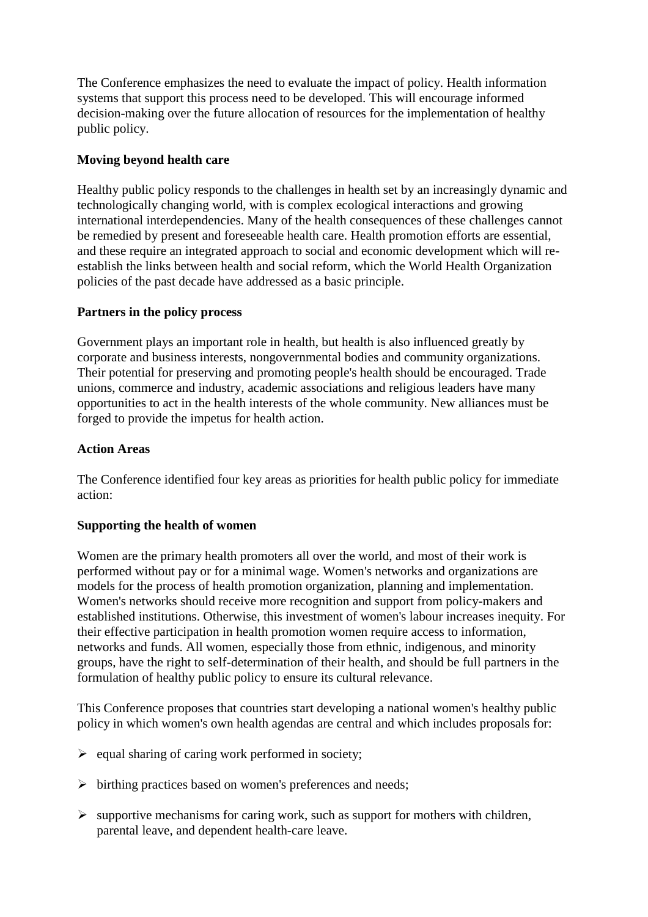The Conference emphasizes the need to evaluate the impact of policy. Health information systems that support this process need to be developed. This will encourage informed decision-making over the future allocation of resources for the implementation of healthy public policy.

**Moving beyond health care**

Healthy public policy responds to the challenges in health set by an increasingly dynamic and technologically changing world, with is complex ecological interactions and growing international interdependencies. Many of the health consequences of these challenges cannot be remedied by present and foreseeable health care. Health promotion efforts are essential, and these require an integrated approach to social and economic development which will re-establish the links between health and social reform, which the World Health Organization policies of the past decade have addressed as a basic principle.

**Partners in the policy process**

Government plays an important role in health, but health is also influenced greatly by corporate and business interests, nongovernmental bodies and community organizations. Their potential for preserving and promoting people's health should be encouraged. Trade unions, commerce and industry, academic associations and religious leaders have many opportunities to act in the health interests of the whole community. New alliances must be forged to provide the impetus for health action.

**Action Areas**

The Conference identified four key areas as priorities for health public policy for immediate action:

**Supporting the health of women**

Women are the primary health promoters all over the world, and most of their work is performed without pay or for a minimal wage. Women's networks and organizations are models for the process of health promotion organization, planning and implementation. Women's networks should receive more recognition and support from policy-makers and established institutions. Otherwise, this investment of women's labour increases inequity. For their effective participation in health promotion women require access to information, networks and funds. All women, especially those from ethnic, indigenous, and minority groups, have the right to self-determination of their health, and should be full partners in the formulation of healthy public policy to ensure its cultural relevance.

This Conference proposes that countries start developing a national women's healthy public policy in which women's own health agendas are central and which includes proposals for:

- equal sharing of caring work performed in society;
- birthing practices based on women's preferences and needs;
- supportive mechanisms for caring work, such as support for mothers with children, parental leave, and dependent health-care leave.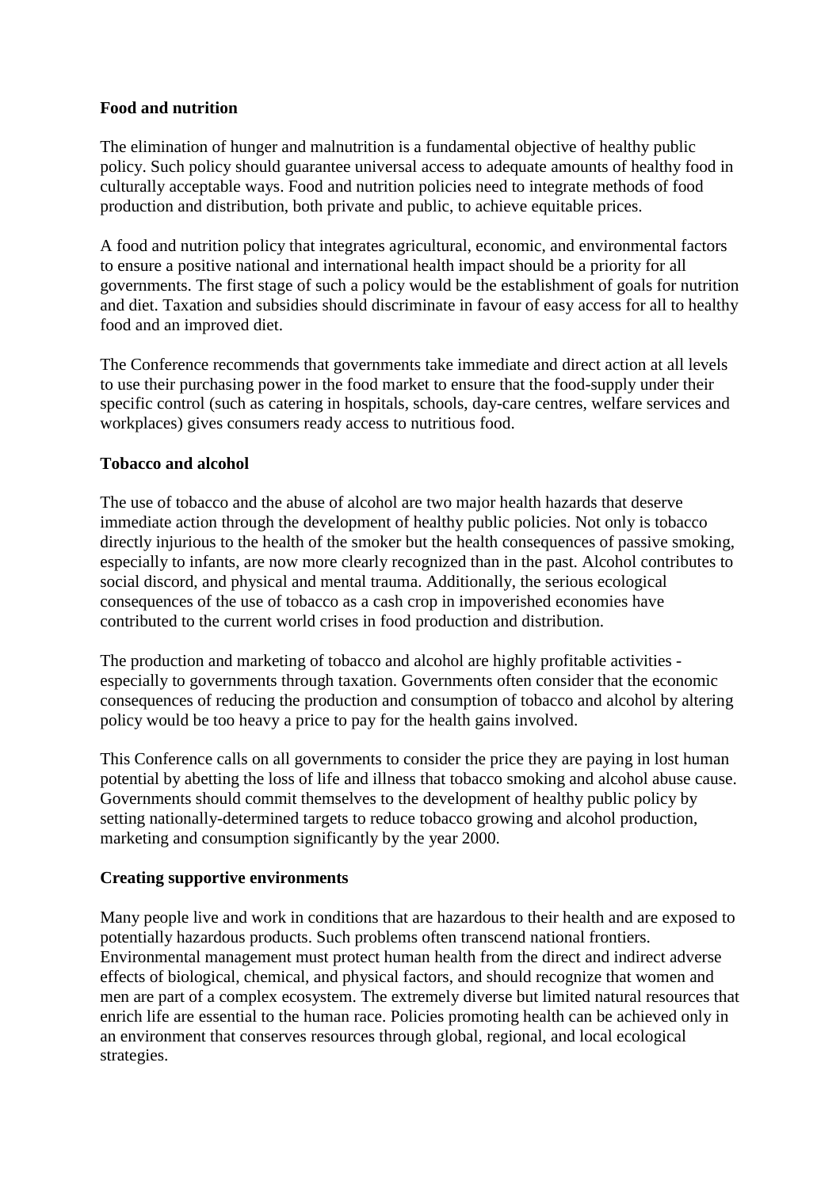**Food and nutrition**

The elimination of hunger and malnutrition is a fundamental objective of healthy public policy. Such policy should guarantee universal access to adequate amounts of healthy food in culturally acceptable ways. Food and nutrition policies need to integrate methods of food production and distribution, both private and public, to achieve equitable prices.

A food and nutrition policy that integrates agricultural, economic, and environmental factors to ensure a positive national and international health impact should be a priority for all governments. The first stage of such a policy would be the establishment of goals for nutrition and diet. Taxation and subsidies should discriminate in favour of easy access for all to healthy food and an improved diet.

The Conference recommends that governments take immediate and direct action at all levels to use their purchasing power in the food market to ensure that the food-supply under their specific control (such as catering in hospitals, schools, day-care centres, welfare services and workplaces) gives consumers ready access to nutritious food.

**Tobacco and alcohol**

The use of tobacco and the abuse of alcohol are two major health hazards that deserve immediate action through the development of healthy public policies. Not only is tobacco directly injurious to the health of the smoker but the health consequences of passive smoking, especially to infants, are now more clearly recognized than in the past. Alcohol contributes to social discord, and physical and mental trauma. Additionally, the serious ecological consequences of the use of tobacco as a cash crop in impoverished economies have contributed to the current world crises in food production and distribution.

The production and marketing of tobacco and alcohol are highly profitable activities - especially to governments through taxation. Governments often consider that the economic consequences of reducing the production and consumption of tobacco and alcohol by altering policy would be too heavy a price to pay for the health gains involved.

This Conference calls on all governments to consider the price they are paying in lost human potential by abetting the loss of life and illness that tobacco smoking and alcohol abuse cause. Governments should commit themselves to the development of healthy public policy by setting nationally-determined targets to reduce tobacco growing and alcohol production, marketing and consumption significantly by the year 2000.

**Creating supportive environments**

Many people live and work in conditions that are hazardous to their health and are exposed to potentially hazardous products. Such problems often transcend national frontiers. Environmental management must protect human health from the direct and indirect adverse effects of biological, chemical, and physical factors, and should recognize that women and men are part of a complex ecosystem. The extremely diverse but limited natural resources that enrich life are essential to the human race. Policies promoting health can be achieved only in an environment that conserves resources through global, regional, and local ecological strategies.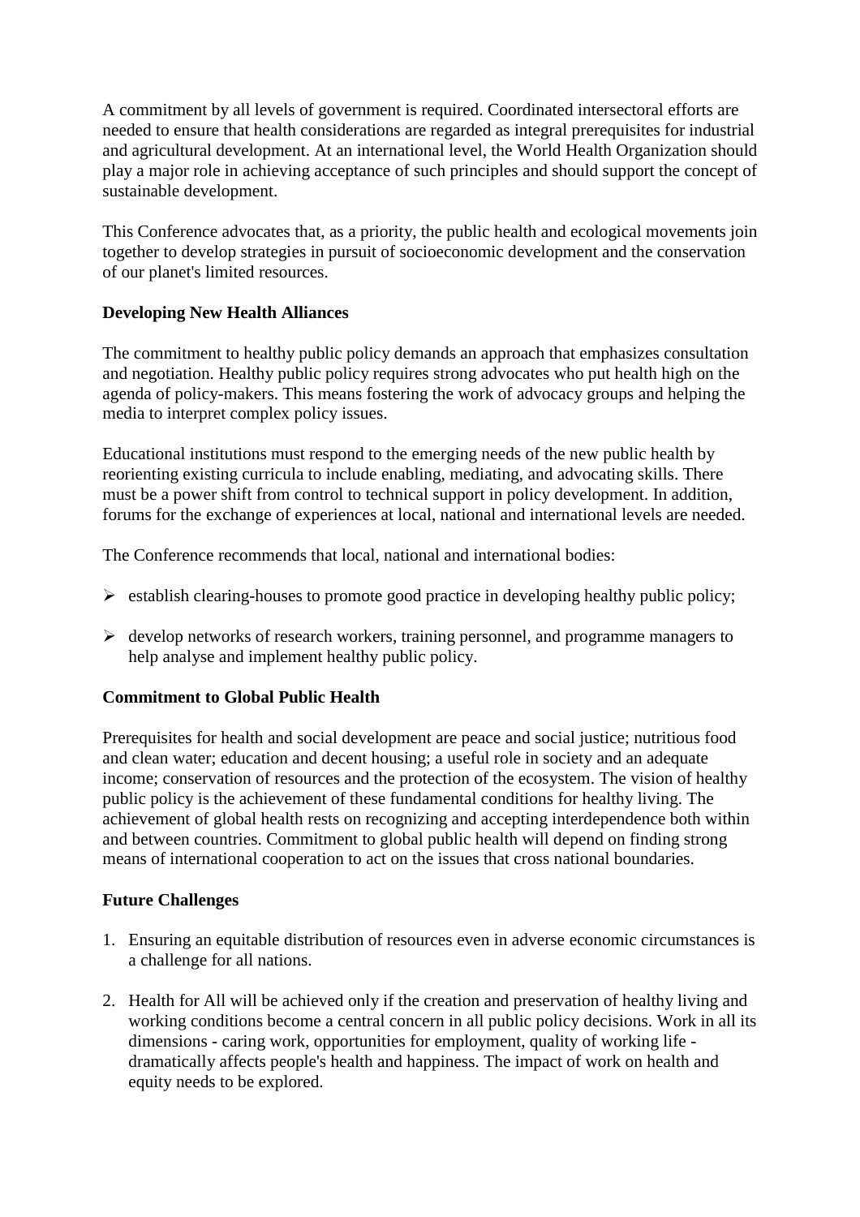A commitment by all levels of government is required. Coordinated intersectoral efforts are needed to ensure that health considerations are regarded as integral prerequisites for industrial and agricultural development. At an international level, the World Health Organization should play a major role in achieving acceptance of such principles and should support the concept of sustainable development.

This Conference advocates that, as a priority, the public health and ecological movements join together to develop strategies in pursuit of socioeconomic development and the conservation of our planet's limited resources.

**Developing New Health Alliances**

The commitment to healthy public policy demands an approach that emphasizes consultation and negotiation. Healthy public policy requires strong advocates who put health high on the agenda of policy-makers. This means fostering the work of advocacy groups and helping the media to interpret complex policy issues.

Educational institutions must respond to the emerging needs of the new public health by reorienting existing curricula to include enabling, mediating, and advocating skills. There must be a power shift from control to technical support in policy development. In addition, forums for the exchange of experiences at local, national and international levels are needed.

The Conference recommends that local, national and international bodies:

- establish clearing-houses to promote good practice in developing healthy public policy;
- develop networks of research workers, training personnel, and programme managers to help analyse and implement healthy public policy.

**Commitment to Global Public Health**

Prerequisites for health and social development are peace and social justice; nutritious food and clean water; education and decent housing; a useful role in society and an adequate income; conservation of resources and the protection of the ecosystem. The vision of healthy public policy is the achievement of these fundamental conditions for healthy living. The achievement of global health rests on recognizing and accepting interdependence both within and between countries. Commitment to global public health will depend on finding strong means of international cooperation to act on the issues that cross national boundaries.

**Future Challenges**

1. Ensuring an equitable distribution of resources even in adverse economic circumstances is a challenge for all nations.
2. Health for All will be achieved only if the creation and preservation of healthy living and working conditions become a central concern in all public policy decisions. Work in all its dimensions - caring work, opportunities for employment, quality of working life - dramatically affects people's health and happiness. The impact of work on health and equity needs to be explored.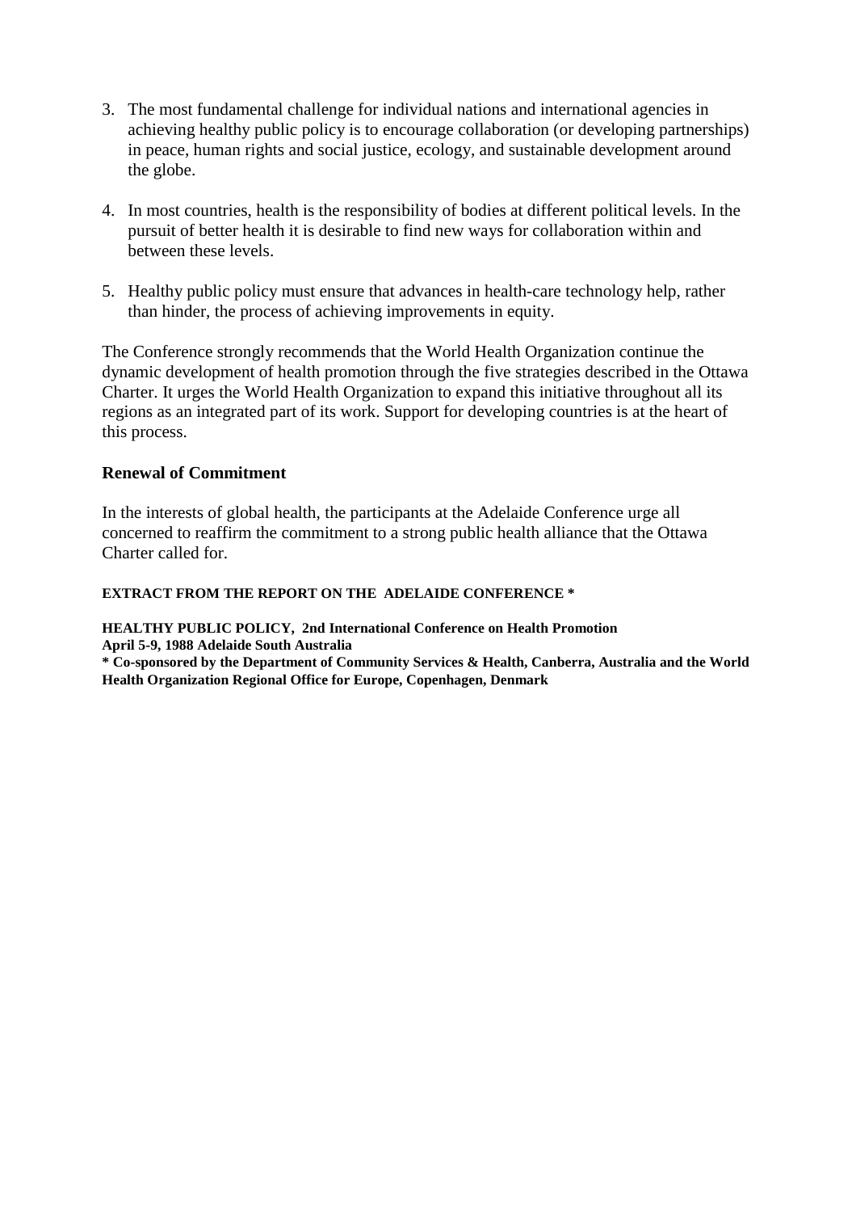3. The most fundamental challenge for individual nations and international agencies in achieving healthy public policy is to encourage collaboration (or developing partnerships) in peace, human rights and social justice, ecology, and sustainable development around the globe.

4. In most countries, health is the responsibility of bodies at different political levels. In the pursuit of better health it is desirable to find new ways for collaboration within and between these levels.

5. Healthy public policy must ensure that advances in health-care technology help, rather than hinder, the process of achieving improvements in equity.

The Conference strongly recommends that the World Health Organization continue the dynamic development of health promotion through the five strategies described in the Ottawa Charter. It urges the World Health Organization to expand this initiative throughout all its regions as an integrated part of its work. Support for developing countries is at the heart of this process.

## Renewal of Commitment

In the interests of global health, the participants at the Adelaide Conference urge all concerned to reaffirm the commitment to a strong public health alliance that the Ottawa Charter called for.

**EXTRACT FROM THE REPORT ON THE ADELAIDE CONFERENCE ***

**HEALTHY PUBLIC POLICY, 2nd International Conference on Health Promotion**
**April 5-9, 1988 Adelaide South Australia**
*** Co-sponsored by the Department of Community Services & Health, Canberra, Australia and the World Health Organization Regional Office for Europe, Copenhagen, Denmark**